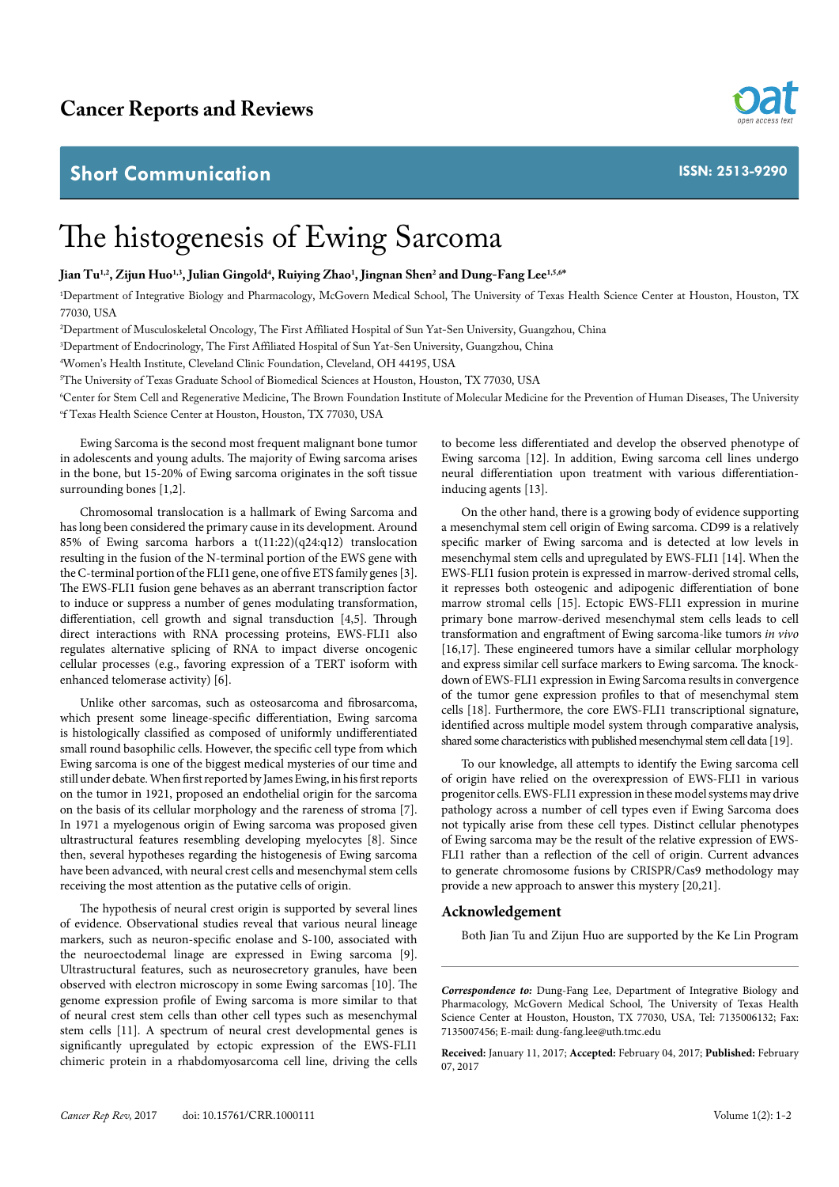# Cancer Reports and Reviews

## Short Communication

ISSN: 2513-9290

# The histogenesis of Ewing Sarcoma

**Jian Tu[1,2], Zijun Huo[1,3], Julian Gingold[4], Ruiying Zhao[1], Jingnan Shen[2] and Dung-Fang Lee[1,5,6]***

[1]Department of Integrative Biology and Pharmacology, McGovern Medical School, The University of Texas Health Science Center at Houston, Houston, TX 77030, USA

[2]Department of Musculoskeletal Oncology, The First Affiliated Hospital of Sun Yat-Sen University, Guangzhou, China

[3]Department of Endocrinology, The First Affiliated Hospital of Sun Yat-Sen University, Guangzhou, China

[4]Women's Health Institute, Cleveland Clinic Foundation, Cleveland, OH 44195, USA

[5]The University of Texas Graduate School of Biomedical Sciences at Houston, Houston, TX 77030, USA

[6]Center for Stem Cell and Regenerative Medicine, The Brown Foundation Institute of Molecular Medicine for the Prevention of Human Diseases, The University of Texas Health Science Center at Houston, Houston, TX 77030, USA

Ewing Sarcoma is the second most frequent malignant bone tumor in adolescents and young adults. The majority of Ewing sarcoma arises in the bone, but 15-20% of Ewing sarcoma originates in the soft tissue surrounding bones [1,2].

Chromosomal translocation is a hallmark of Ewing Sarcoma and has long been considered the primary cause in its development. Around 85% of Ewing sarcoma harbors a t(11:22)(q24:q12) translocation resulting in the fusion of the N-terminal portion of the EWS gene with the C-terminal portion of the FLI1 gene, one of five ETS family genes [3]. The EWS-FLI1 fusion gene behaves as an aberrant transcription factor to induce or suppress a number of genes modulating transformation, differentiation, cell growth and signal transduction [4,5]. Through direct interactions with RNA processing proteins, EWS-FLI1 also regulates alternative splicing of RNA to impact diverse oncogenic cellular processes (e.g., favoring expression of a TERT isoform with enhanced telomerase activity) [6].

Unlike other sarcomas, such as osteosarcoma and fibrosarcoma, which present some lineage-specific differentiation, Ewing sarcoma is histologically classified as composed of uniformly undifferentiated small round basophilic cells. However, the specific cell type from which Ewing sarcoma is one of the biggest medical mysteries of our time and still under debate. When first reported by James Ewing, in his first reports on the tumor in 1921, proposed an endothelial origin for the sarcoma on the basis of its cellular morphology and the rareness of stroma [7]. In 1971 a myelogenous origin of Ewing sarcoma was proposed given ultrastructural features resembling developing myelocytes [8]. Since then, several hypotheses regarding the histogenesis of Ewing sarcoma have been advanced, with neural crest cells and mesenchymal stem cells receiving the most attention as the putative cells of origin.

The hypothesis of neural crest origin is supported by several lines of evidence. Observational studies reveal that various neural lineage markers, such as neuron-specific enolase and S-100, associated with the neuroectodemal linage are expressed in Ewing sarcoma [9]. Ultrastructural features, such as neurosecretory granules, have been observed with electron microscopy in some Ewing sarcomas [10]. The genome expression profile of Ewing sarcoma is more similar to that of neural crest stem cells than other cell types such as mesenchymal stem cells [11]. A spectrum of neural crest developmental genes is significantly upregulated by ectopic expression of the EWS-FLI1 chimeric protein in a rhabdomyosarcoma cell line, driving the cells to become less differentiated and develop the observed phenotype of Ewing sarcoma [12]. In addition, Ewing sarcoma cell lines undergo neural differentiation upon treatment with various differentiation-inducing agents [13].

On the other hand, there is a growing body of evidence supporting a mesenchymal stem cell origin of Ewing sarcoma. CD99 is a relatively specific marker of Ewing sarcoma and is detected at low levels in mesenchymal stem cells and upregulated by EWS-FLI1 [14]. When the EWS-FLI1 fusion protein is expressed in marrow-derived stromal cells, it represses both osteogenic and adipogenic differentiation of bone marrow stromal cells [15]. Ectopic EWS-FLI1 expression in murine primary bone marrow-derived mesenchymal stem cells leads to cell transformation and engraftment of Ewing sarcoma-like tumors *in vivo* [16,17]. These engineered tumors have a similar cellular morphology and express similar cell surface markers to Ewing sarcoma. The knock-down of EWS-FLI1 expression in Ewing Sarcoma results in convergence of the tumor gene expression profiles to that of mesenchymal stem cells [18]. Furthermore, the core EWS-FLI1 transcriptional signature, identified across multiple model system through comparative analysis, shared some characteristics with published mesenchymal stem cell data [19].

To our knowledge, all attempts to identify the Ewing sarcoma cell of origin have relied on the overexpression of EWS-FLI1 in various progenitor cells. EWS-FLI1 expression in these model systems may drive pathology across a number of cell types even if Ewing Sarcoma does not typically arise from these cell types. Distinct cellular phenotypes of Ewing sarcoma may be the result of the relative expression of EWS-FLI1 rather than a reflection of the cell of origin. Current advances to generate chromosome fusions by CRISPR/Cas9 methodology may provide a new approach to answer this mystery [20,21].

## Acknowledgement

Both Jian Tu and Zijun Huo are supported by the Ke Lin Program

***Correspondence to:*** Dung-Fang Lee, Department of Integrative Biology and Pharmacology, McGovern Medical School, The University of Texas Health Science Center at Houston, Houston, TX 77030, USA, Tel: 7135006132; Fax: 7135007456; E-mail: dung-fang.lee@uth.tmc.edu

**Received:** January 11, 2017; **Accepted:** February 04, 2017; **Published:** February 07, 2017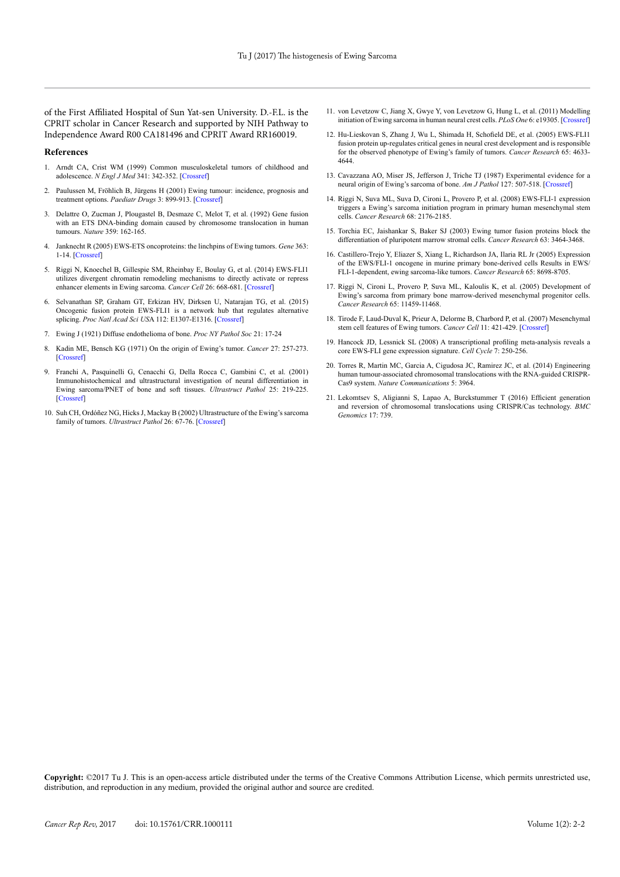of the First Affiliated Hospital of Sun Yat-sen University. D.-F.L. is the CPRIT scholar in Cancer Research and supported by NIH Pathway to Independence Award R00 CA181496 and CPRIT Award RR160019.

## References

1. Arndt CA, Crist WM (1999) Common musculoskeletal tumors of childhood and adolescence. *N Engl J Med* 341: 342-352. [Crossref]
2. Paulussen M, Fröhlich B, Jürgens H (2001) Ewing tumour: incidence, prognosis and treatment options. *Paediatr Drugs* 3: 899-913. [Crossref]
3. Delattre O, Zucman J, Plougastel B, Desmaze C, Melot T, et al. (1992) Gene fusion with an ETS DNA-binding domain caused by chromosome translocation in human tumours. *Nature* 359: 162-165.
4. Janknecht R (2005) EWS-ETS oncoproteins: the linchpins of Ewing tumors. *Gene* 363: 1-14. [Crossref]
5. Riggi N, Knoechel B, Gillespie SM, Rheinbay E, Boulay G, et al. (2014) EWS-FLI1 utilizes divergent chromatin remodeling mechanisms to directly activate or repress enhancer elements in Ewing sarcoma. *Cancer Cell* 26: 668-681. [Crossref]
6. Selvanathan SP, Graham GT, Erkizan HV, Dirksen U, Natarajan TG, et al. (2015) Oncogenic fusion protein EWS-FLI1 is a network hub that regulates alternative splicing. *Proc Natl Acad Sci USA* 112: E1307-E1316. [Crossref]
7. Ewing J (1921) Diffuse endothelioma of bone. *Proc NY Pathol Soc* 21: 17-24
8. Kadin ME, Bensch KG (1971) On the origin of Ewing's tumor. *Cancer* 27: 257-273. [Crossref]
9. Franchi A, Pasquinelli G, Cenacchi G, Della Rocca C, Gambini C, et al. (2001) Immunohistochemical and ultrastructural investigation of neural differentiation in Ewing sarcoma/PNET of bone and soft tissues. *Ultrastruct Pathol* 25: 219-225. [Crossref]
10. Suh CH, Ordóñez NG, Hicks J, Mackay B (2002) Ultrastructure of the Ewing's sarcoma family of tumors. *Ultrastruct Pathol* 26: 67-76. [Crossref]
11. von Levetzow C, Jiang X, Gwye Y, von Levetzow G, Hung L, et al. (2011) Modelling initiation of Ewing sarcoma in human neural crest cells. *PLoS One* 6: e19305. [Crossref]
12. Hu-Lieskovan S, Zhang J, Wu L, Shimada H, Schofield DE, et al. (2005) EWS-FLI1 fusion protein up-regulates critical genes in neural crest development and is responsible for the observed phenotype of Ewing's family of tumors. *Cancer Research* 65: 4633-4644.
13. Cavazzana AO, Miser JS, Jefferson J, Triche TJ (1987) Experimental evidence for a neural origin of Ewing's sarcoma of bone. *Am J Pathol* 127: 507-518. [Crossref]
14. Riggi N, Suva ML, Suva D, Cironi L, Provero P, et al. (2008) EWS-FLI-1 expression triggers a Ewing's sarcoma initiation program in primary human mesenchymal stem cells. *Cancer Research* 68: 2176-2185.
15. Torchia EC, Jaishankar S, Baker SJ (2003) Ewing tumor fusion proteins block the differentiation of pluripotent marrow stromal cells. *Cancer Research* 63: 3464-3468.
16. Castillero-Trejo Y, Eliazer S, Xiang L, Richardson JA, Ilaria RL Jr (2005) Expression of the EWS/FLI-1 oncogene in murine primary bone-derived cells Results in EWS/FLI-1-dependent, ewing sarcoma-like tumors. *Cancer Research* 65: 8698-8705.
17. Riggi N, Cironi L, Provero P, Suva ML, Kaloulis K, et al. (2005) Development of Ewing's sarcoma from primary bone marrow-derived mesenchymal progenitor cells. *Cancer Research* 65: 11459-11468.
18. Tirode F, Laud-Duval K, Prieur A, Delorme B, Charbord P, et al. (2007) Mesenchymal stem cell features of Ewing tumors. *Cancer Cell* 11: 421-429. [Crossref]
19. Hancock JD, Lessnick SL (2008) A transcriptional profiling meta-analysis reveals a core EWS-FLI gene expression signature. *Cell Cycle* 7: 250-256.
20. Torres R, Martin MC, Garcia A, Cigudosa JC, Ramirez JC, et al. (2014) Engineering human tumour-associated chromosomal translocations with the RNA-guided CRISPR-Cas9 system. *Nature Communications* 5: 3964.
21. Lekomtsev S, Aligianni S, Lapao A, Burckstummer T (2016) Efficient generation and reversion of chromosomal translocations using CRISPR/Cas technology. *BMC Genomics* 17: 739.

**Copyright:** ©2017 Tu J. This is an open-access article distributed under the terms of the Creative Commons Attribution License, which permits unrestricted use, distribution, and reproduction in any medium, provided the original author and source are credited.